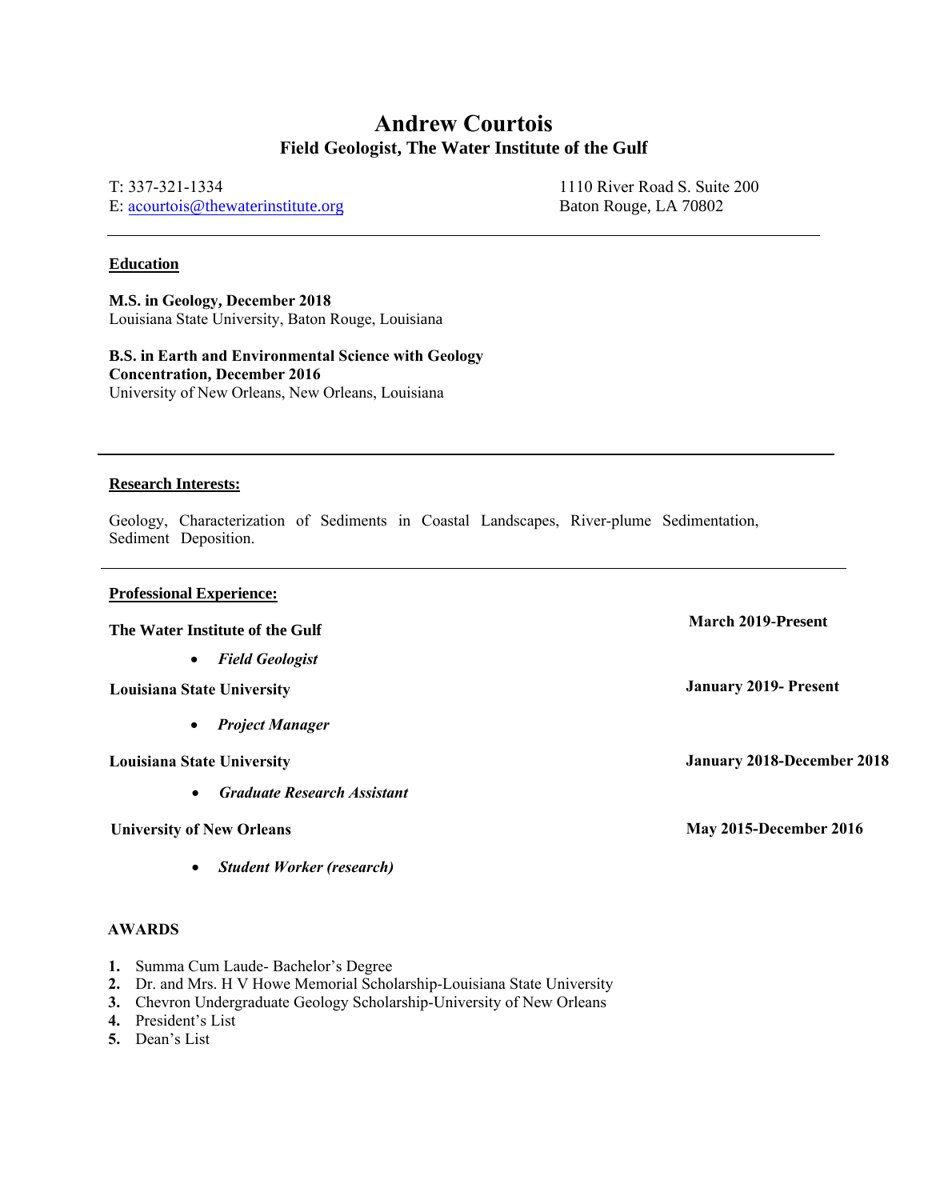# Andrew Courtois

## Field Geologist, The Water Institute of the Gulf

T: 337-321-1334
E: acourtois@thewaterinstitute.org

1110 River Road S. Suite 200
Baton Rouge, LA 70802

---

### Education

**M.S. in Geology, December 2018**
Louisiana State University, Baton Rouge, Louisiana

**B.S. in Earth and Environmental Science with Geology Concentration, December 2016**
University of New Orleans, New Orleans, Louisiana

---

### Research Interests:

Geology, Characterization of Sediments in Coastal Landscapes, River-plume Sedimentation, Sediment Deposition.

---

### Professional Experience:

**The Water Institute of the Gulf** — **March 2019-Present**

- ***Field Geologist***

**Louisiana State University** — **January 2019- Present**

- ***Project Manager***

**Louisiana State University** — **January 2018-December 2018**

- ***Graduate Research Assistant***

**University of New Orleans** — **May 2015-December 2016**

- ***Student Worker (research)***

### AWARDS

1. Summa Cum Laude- Bachelor's Degree
2. Dr. and Mrs. H V Howe Memorial Scholarship-Louisiana State University
3. Chevron Undergraduate Geology Scholarship-University of New Orleans
4. President's List
5. Dean's List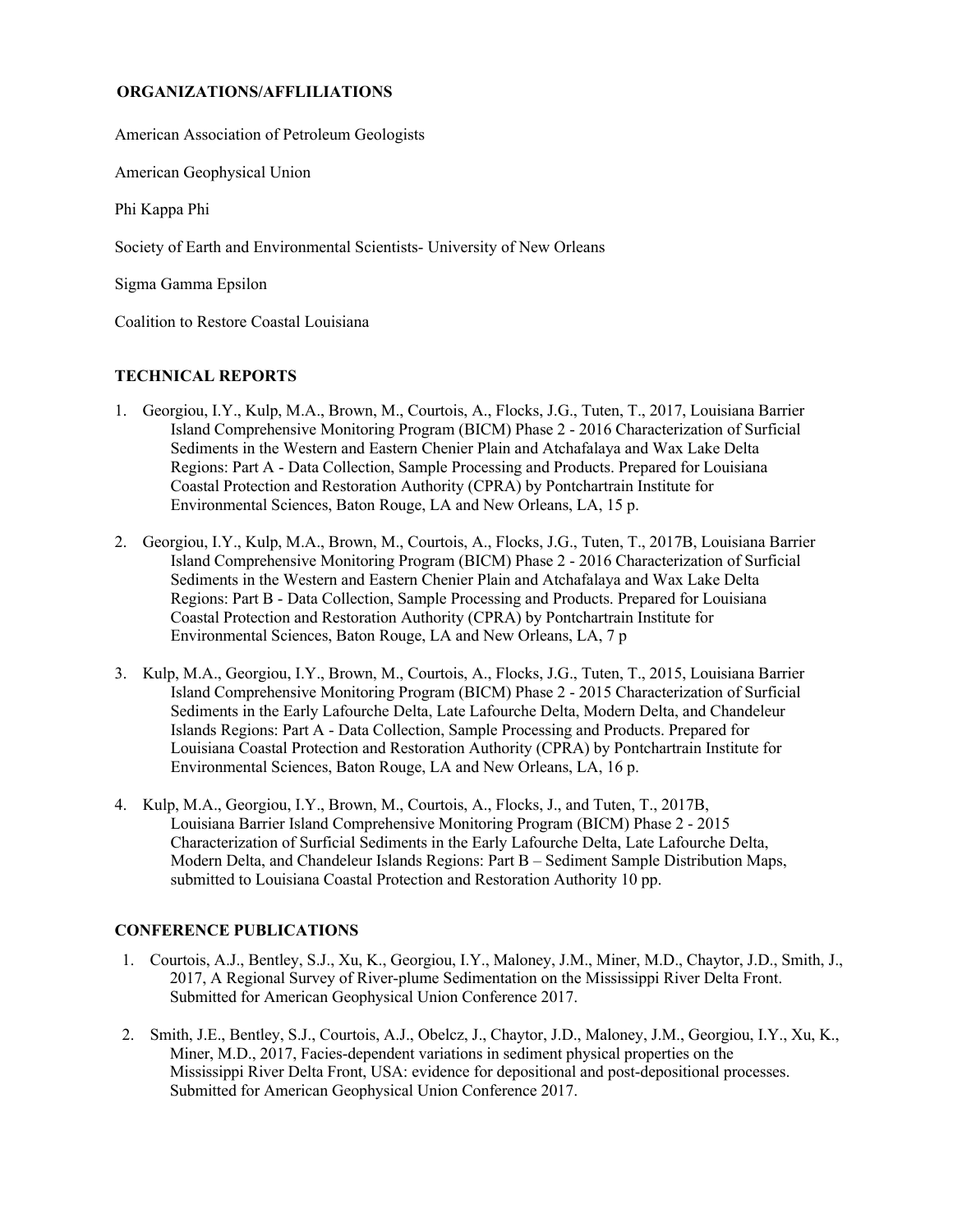## ORGANIZATIONS/AFFLILIATIONS

American Association of Petroleum Geologists

American Geophysical Union

Phi Kappa Phi

Society of Earth and Environmental Scientists- University of New Orleans

Sigma Gamma Epsilon

Coalition to Restore Coastal Louisiana

## TECHNICAL REPORTS

1. Georgiou, I.Y., Kulp, M.A., Brown, M., Courtois, A., Flocks, J.G., Tuten, T., 2017, Louisiana Barrier Island Comprehensive Monitoring Program (BICM) Phase 2 - 2016 Characterization of Surficial Sediments in the Western and Eastern Chenier Plain and Atchafalaya and Wax Lake Delta Regions: Part A - Data Collection, Sample Processing and Products. Prepared for Louisiana Coastal Protection and Restoration Authority (CPRA) by Pontchartrain Institute for Environmental Sciences, Baton Rouge, LA and New Orleans, LA, 15 p.

2. Georgiou, I.Y., Kulp, M.A., Brown, M., Courtois, A., Flocks, J.G., Tuten, T., 2017B, Louisiana Barrier Island Comprehensive Monitoring Program (BICM) Phase 2 - 2016 Characterization of Surficial Sediments in the Western and Eastern Chenier Plain and Atchafalaya and Wax Lake Delta Regions: Part B - Data Collection, Sample Processing and Products. Prepared for Louisiana Coastal Protection and Restoration Authority (CPRA) by Pontchartrain Institute for Environmental Sciences, Baton Rouge, LA and New Orleans, LA, 7 p

3. Kulp, M.A., Georgiou, I.Y., Brown, M., Courtois, A., Flocks, J.G., Tuten, T., 2015, Louisiana Barrier Island Comprehensive Monitoring Program (BICM) Phase 2 - 2015 Characterization of Surficial Sediments in the Early Lafourche Delta, Late Lafourche Delta, Modern Delta, and Chandeleur Islands Regions: Part A - Data Collection, Sample Processing and Products. Prepared for Louisiana Coastal Protection and Restoration Authority (CPRA) by Pontchartrain Institute for Environmental Sciences, Baton Rouge, LA and New Orleans, LA, 16 p.

4. Kulp, M.A., Georgiou, I.Y., Brown, M., Courtois, A., Flocks, J., and Tuten, T., 2017B, Louisiana Barrier Island Comprehensive Monitoring Program (BICM) Phase 2 - 2015 Characterization of Surficial Sediments in the Early Lafourche Delta, Late Lafourche Delta, Modern Delta, and Chandeleur Islands Regions: Part B – Sediment Sample Distribution Maps, submitted to Louisiana Coastal Protection and Restoration Authority 10 pp.

## CONFERENCE PUBLICATIONS

1. Courtois, A.J., Bentley, S.J., Xu, K., Georgiou, I.Y., Maloney, J.M., Miner, M.D., Chaytor, J.D., Smith, J., 2017, A Regional Survey of River-plume Sedimentation on the Mississippi River Delta Front. Submitted for American Geophysical Union Conference 2017.

2. Smith, J.E., Bentley, S.J., Courtois, A.J., Obelcz, J., Chaytor, J.D., Maloney, J.M., Georgiou, I.Y., Xu, K., Miner, M.D., 2017, Facies-dependent variations in sediment physical properties on the Mississippi River Delta Front, USA: evidence for depositional and post-depositional processes. Submitted for American Geophysical Union Conference 2017.